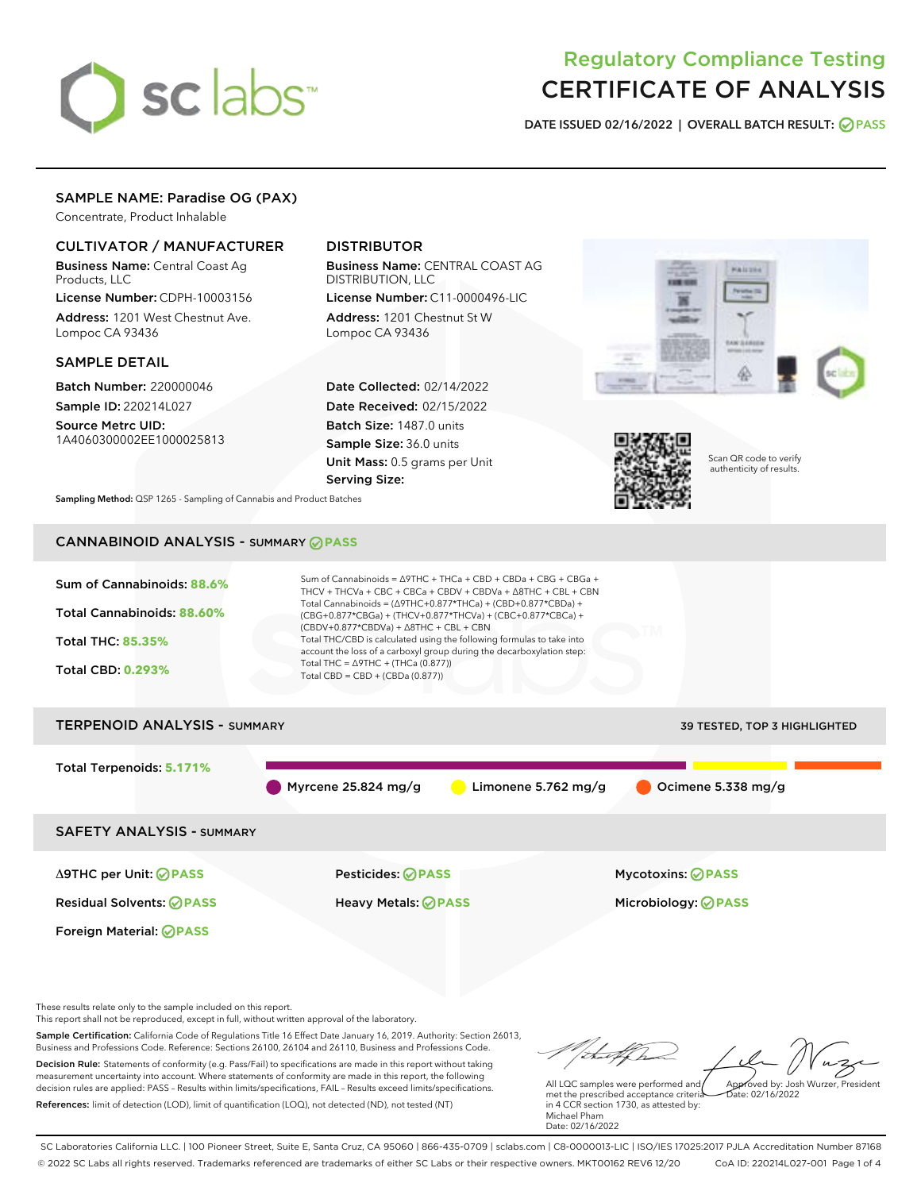# Regulatory Compliance Testing
# CERTIFICATE OF ANALYSIS

**DATE ISSUED 02/16/2022 | OVERALL BATCH RESULT: PASS**

## SAMPLE NAME: Paradise OG (PAX)

Concentrate, Product Inhalable

### CULTIVATOR / MANUFACTURER

**Business Name:** Central Coast Ag Products, LLC

**License Number:** CDPH-10003156

**Address:** 1201 West Chestnut Ave. Lompoc CA 93436

### DISTRIBUTOR

**Business Name:** CENTRAL COAST AG DISTRIBUTION, LLC

**License Number:** C11-0000496-LIC

**Address:** 1201 Chestnut St W Lompoc CA 93436

### SAMPLE DETAIL

**Batch Number:** 220000046

**Sample ID:** 220214L027

**Source Metrc UID:** 1A4060300002EE1000025813

**Date Collected:** 02/14/2022

**Date Received:** 02/15/2022

**Batch Size:** 1487.0 units

**Sample Size:** 36.0 units

**Unit Mass:** 0.5 grams per Unit

**Serving Size:**

Scan QR code to verify authenticity of results.

**Sampling Method:** QSP 1265 - Sampling of Cannabis and Product Batches

## CANNABINOID ANALYSIS - SUMMARY PASS

Sum of Cannabinoids: **88.6%**

Total Cannabinoids: **88.60%**

Total THC: **85.35%**

Total CBD: **0.293%**

Sum of Cannabinoids = Δ9THC + THCa + CBD + CBDa + CBG + CBGa + THCV + THCVa + CBC + CBCa + CBDV + CBDVa + Δ8THC + CBL + CBN

Total Cannabinoids = (Δ9THC+0.877*THCa) + (CBD+0.877*CBDa) + (CBG+0.877*CBGa) + (THCV+0.877*THCVa) + (CBC+0.877*CBCa) + (CBDV+0.877*CBDVa) + Δ8THC + CBL + CBN

Total THC/CBD is calculated using the following formulas to take into account the loss of a carboxyl group during the decarboxylation step:

Total THC = Δ9THC + (THCa (0.877))

Total CBD = CBD + (CBDa (0.877))

## TERPENOID ANALYSIS - SUMMARY

39 TESTED, TOP 3 HIGHLIGHTED

Total Terpenoids: **5.171%**

Myrcene 25.824 mg/g | Limonene 5.762 mg/g | Ocimene 5.338 mg/g

## SAFETY ANALYSIS - SUMMARY

| | | |
|---|---|---|
| Δ9THC per Unit: PASS | Pesticides: PASS | Mycotoxins: PASS |
| Residual Solvents: PASS | Heavy Metals: PASS | Microbiology: PASS |
| Foreign Material: PASS | | |

These results relate only to the sample included on this report.
This report shall not be reproduced, except in full, without written approval of the laboratory.

**Sample Certification:** California Code of Regulations Title 16 Effect Date January 16, 2019. Authority: Section 26013, Business and Professions Code. Reference: Sections 26100, 26104 and 26110, Business and Professions Code.

**Decision Rule:** Statements of conformity (e.g. Pass/Fail) to specifications are made in this report without taking measurement uncertainty into account. Where statements of conformity are made in this report, the following decision rules are applied: PASS – Results within limits/specifications, FAIL – Results exceed limits/specifications.

**References:** limit of detection (LOD), limit of quantification (LOQ), not detected (ND), not tested (NT)

All LQC samples were performed and met the prescribed acceptance criteria in 4 CCR section 1730, as attested by: Michael Pham
Date: 02/16/2022

Approved by: Josh Wurzer, President
Date: 02/16/2022

SC Laboratories California LLC. | 100 Pioneer Street, Suite E, Santa Cruz, CA 95060 | 866-435-0709 | sclabs.com | C8-0000013-LIC | ISO/IES 17025:2017 PJLA Accreditation Number 87168
© 2022 SC Labs all rights reserved. Trademarks referenced are trademarks of either SC Labs or their respective owners. MKT00162 REV6 12/20 CoA ID: 220214L027-001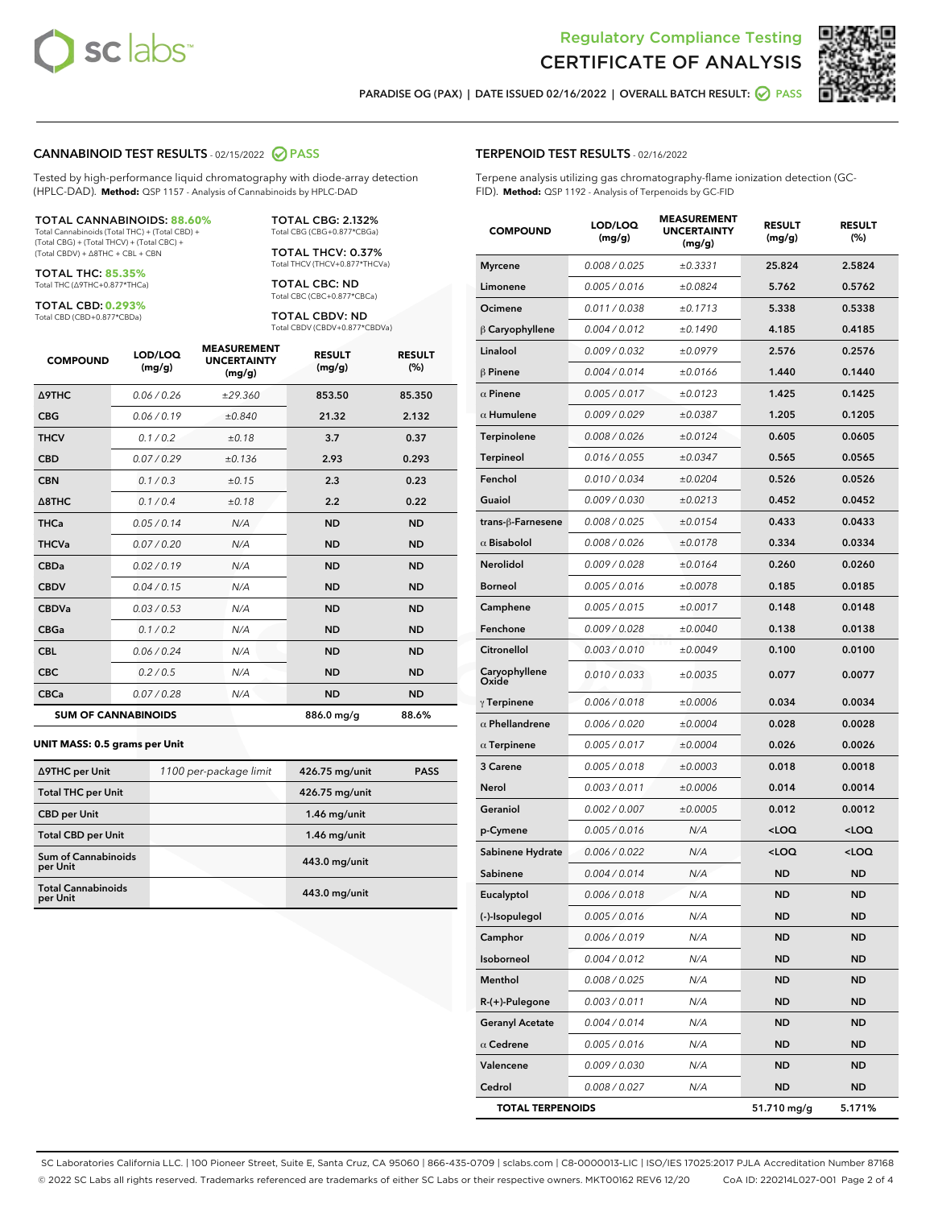# Regulatory Compliance Testing
# CERTIFICATE OF ANALYSIS

PARADISE OG (PAX) | DATE ISSUED 02/16/2022 | OVERALL BATCH RESULT: PASS

## CANNABINOID TEST RESULTS - 02/15/2022 PASS

Tested by high-performance liquid chromatography with diode-array detection (HPLC-DAD). **Method:** QSP 1157 - Analysis of Cannabinoids by HPLC-DAD

**TOTAL CANNABINOIDS: 88.60%**
Total Cannabinoids (Total THC) + (Total CBD) + (Total CBG) + (Total THCV) + (Total CBC) + (Total CBDV) + Δ8THC + CBL + CBN

**TOTAL THC: 85.35%**
Total THC (Δ9THC+0.877*THCa)

**TOTAL CBD: 0.293%**
Total CBD (CBD+0.877*CBDa)

**TOTAL CBG: 2.132%**
Total CBG (CBG+0.877*CBGa)

**TOTAL THCV: 0.37%**
Total THCV (THCV+0.877*THCVa)

**TOTAL CBC: ND**
Total CBC (CBC+0.877*CBCa)

**TOTAL CBDV: ND**
Total CBDV (CBDV+0.877*CBDVa)

| COMPOUND | LOD/LOQ (mg/g) | MEASUREMENT UNCERTAINTY (mg/g) | RESULT (mg/g) | RESULT (%) |
|---|---|---|---|---|
| Δ9THC | 0.06 / 0.26 | ±29.360 | 853.50 | 85.350 |
| CBG | 0.06 / 0.19 | ±0.840 | 21.32 | 2.132 |
| THCV | 0.1 / 0.2 | ±0.18 | 3.7 | 0.37 |
| CBD | 0.07 / 0.29 | ±0.136 | 2.93 | 0.293 |
| CBN | 0.1 / 0.3 | ±0.15 | 2.3 | 0.23 |
| Δ8THC | 0.1 / 0.4 | ±0.18 | 2.2 | 0.22 |
| THCa | 0.05 / 0.14 | N/A | ND | ND |
| THCVa | 0.07 / 0.20 | N/A | ND | ND |
| CBDa | 0.02 / 0.19 | N/A | ND | ND |
| CBDV | 0.04 / 0.15 | N/A | ND | ND |
| CBDVa | 0.03 / 0.53 | N/A | ND | ND |
| CBGa | 0.1 / 0.2 | N/A | ND | ND |
| CBL | 0.06 / 0.24 | N/A | ND | ND |
| CBC | 0.2 / 0.5 | N/A | ND | ND |
| CBCa | 0.07 / 0.28 | N/A | ND | ND |
| **SUM OF CANNABINOIDS** | | | 886.0 mg/g | 88.6% |

### UNIT MASS: 0.5 grams per Unit

| | | | |
|---|---|---|---|
| Δ9THC per Unit | 1100 per-package limit | 426.75 mg/unit | PASS |
| Total THC per Unit | | 426.75 mg/unit | |
| CBD per Unit | | 1.46 mg/unit | |
| Total CBD per Unit | | 1.46 mg/unit | |
| Sum of Cannabinoids per Unit | | 443.0 mg/unit | |
| Total Cannabinoids per Unit | | 443.0 mg/unit | |

## TERPENOID TEST RESULTS - 02/16/2022

Terpene analysis utilizing gas chromatography-flame ionization detection (GC-FID). **Method:** QSP 1192 - Analysis of Terpenoids by GC-FID

| COMPOUND | LOD/LOQ (mg/g) | MEASUREMENT UNCERTAINTY (mg/g) | RESULT (mg/g) | RESULT (%) |
|---|---|---|---|---|
| Myrcene | 0.008 / 0.025 | ±0.3331 | 25.824 | 2.5824 |
| Limonene | 0.005 / 0.016 | ±0.0824 | 5.762 | 0.5762 |
| Ocimene | 0.011 / 0.038 | ±0.1713 | 5.338 | 0.5338 |
| β Caryophyllene | 0.004 / 0.012 | ±0.1490 | 4.185 | 0.4185 |
| Linalool | 0.009 / 0.032 | ±0.0979 | 2.576 | 0.2576 |
| β Pinene | 0.004 / 0.014 | ±0.0166 | 1.440 | 0.1440 |
| α Pinene | 0.005 / 0.017 | ±0.0123 | 1.425 | 0.1425 |
| α Humulene | 0.009 / 0.029 | ±0.0387 | 1.205 | 0.1205 |
| Terpinolene | 0.008 / 0.026 | ±0.0124 | 0.605 | 0.0605 |
| Terpineol | 0.016 / 0.055 | ±0.0347 | 0.565 | 0.0565 |
| Fenchol | 0.010 / 0.034 | ±0.0204 | 0.526 | 0.0526 |
| Guaiol | 0.009 / 0.030 | ±0.0213 | 0.452 | 0.0452 |
| trans-β-Farnesene | 0.008 / 0.025 | ±0.0154 | 0.433 | 0.0433 |
| α Bisabolol | 0.008 / 0.026 | ±0.0178 | 0.334 | 0.0334 |
| Nerolidol | 0.009 / 0.028 | ±0.0164 | 0.260 | 0.0260 |
| Borneol | 0.005 / 0.016 | ±0.0078 | 0.185 | 0.0185 |
| Camphene | 0.005 / 0.015 | ±0.0017 | 0.148 | 0.0148 |
| Fenchone | 0.009 / 0.028 | ±0.0040 | 0.138 | 0.0138 |
| Citronellol | 0.003 / 0.010 | ±0.0049 | 0.100 | 0.0100 |
| Caryophyllene Oxide | 0.010 / 0.033 | ±0.0035 | 0.077 | 0.0077 |
| γ Terpinene | 0.006 / 0.018 | ±0.0006 | 0.034 | 0.0034 |
| α Phellandrene | 0.006 / 0.020 | ±0.0004 | 0.028 | 0.0028 |
| α Terpinene | 0.005 / 0.017 | ±0.0004 | 0.026 | 0.0026 |
| 3 Carene | 0.005 / 0.018 | ±0.0003 | 0.018 | 0.0018 |
| Nerol | 0.003 / 0.011 | ±0.0006 | 0.014 | 0.0014 |
| Geraniol | 0.002 / 0.007 | ±0.0005 | 0.012 | 0.0012 |
| p-Cymene | 0.005 / 0.016 | N/A | <LOQ | <LOQ |
| Sabinene Hydrate | 0.006 / 0.022 | N/A | <LOQ | <LOQ |
| Sabinene | 0.004 / 0.014 | N/A | ND | ND |
| Eucalyptol | 0.006 / 0.018 | N/A | ND | ND |
| (-)-Isopulegol | 0.005 / 0.016 | N/A | ND | ND |
| Camphor | 0.006 / 0.019 | N/A | ND | ND |
| Isoborneol | 0.004 / 0.012 | N/A | ND | ND |
| Menthol | 0.008 / 0.025 | N/A | ND | ND |
| R-(+)-Pulegone | 0.003 / 0.011 | N/A | ND | ND |
| Geranyl Acetate | 0.004 / 0.014 | N/A | ND | ND |
| α Cedrene | 0.005 / 0.016 | N/A | ND | ND |
| Valencene | 0.009 / 0.030 | N/A | ND | ND |
| Cedrol | 0.008 / 0.027 | N/A | ND | ND |
| **TOTAL TERPENOIDS** | | | 51.710 mg/g | 5.171% |

SC Laboratories California LLC. | 100 Pioneer Street, Suite E, Santa Cruz, CA 95060 | 866-435-0709 | sclabs.com | C8-0000013-LIC | ISO/IES 17025:2017 PJLA Accreditation Number 87168
© 2022 SC Labs all rights reserved. Trademarks referenced are trademarks of either SC Labs or their respective owners. MKT00162 REV6 12/20 CoA ID: 220214L027-001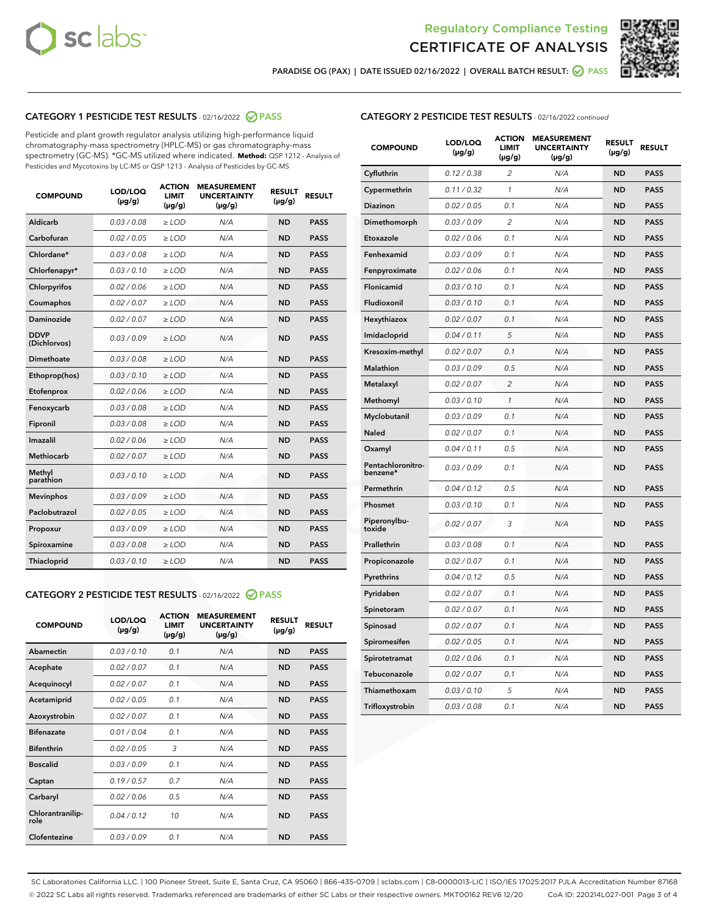# Regulatory Compliance Testing
# CERTIFICATE OF ANALYSIS

PARADISE OG (PAX) | DATE ISSUED 02/16/2022 | OVERALL BATCH RESULT: PASS

## CATEGORY 1 PESTICIDE TEST RESULTS - 02/16/2022 PASS

Pesticide and plant growth regulator analysis utilizing high-performance liquid chromatography-mass spectrometry (HPLC-MS) or gas chromatography-mass spectrometry (GC-MS). *GC-MS utilized where indicated. **Method:** QSP 1212 - Analysis of Pesticides and Mycotoxins by LC-MS or QSP 1213 - Analysis of Pesticides by GC-MS

| COMPOUND | LOD/LOQ (µg/g) | ACTION LIMIT (µg/g) | MEASUREMENT UNCERTAINTY (µg/g) | RESULT (µg/g) | RESULT |
|---|---|---|---|---|---|
| Aldicarb | 0.03 / 0.08 | ≥ LOD | N/A | ND | PASS |
| Carbofuran | 0.02 / 0.05 | ≥ LOD | N/A | ND | PASS |
| Chlordane* | 0.03 / 0.08 | ≥ LOD | N/A | ND | PASS |
| Chlorfenapyr* | 0.03 / 0.10 | ≥ LOD | N/A | ND | PASS |
| Chlorpyrifos | 0.02 / 0.06 | ≥ LOD | N/A | ND | PASS |
| Coumaphos | 0.02 / 0.07 | ≥ LOD | N/A | ND | PASS |
| Daminozide | 0.02 / 0.07 | ≥ LOD | N/A | ND | PASS |
| DDVP (Dichlorvos) | 0.03 / 0.09 | ≥ LOD | N/A | ND | PASS |
| Dimethoate | 0.03 / 0.08 | ≥ LOD | N/A | ND | PASS |
| Ethoprop(hos) | 0.03 / 0.10 | ≥ LOD | N/A | ND | PASS |
| Etofenprox | 0.02 / 0.06 | ≥ LOD | N/A | ND | PASS |
| Fenoxycarb | 0.03 / 0.08 | ≥ LOD | N/A | ND | PASS |
| Fipronil | 0.03 / 0.08 | ≥ LOD | N/A | ND | PASS |
| Imazalil | 0.02 / 0.06 | ≥ LOD | N/A | ND | PASS |
| Methiocarb | 0.02 / 0.07 | ≥ LOD | N/A | ND | PASS |
| Methyl parathion | 0.03 / 0.10 | ≥ LOD | N/A | ND | PASS |
| Mevinphos | 0.03 / 0.09 | ≥ LOD | N/A | ND | PASS |
| Paclobutrazol | 0.02 / 0.05 | ≥ LOD | N/A | ND | PASS |
| Propoxur | 0.03 / 0.09 | ≥ LOD | N/A | ND | PASS |
| Spiroxamine | 0.03 / 0.08 | ≥ LOD | N/A | ND | PASS |
| Thiacloprid | 0.03 / 0.10 | ≥ LOD | N/A | ND | PASS |

## CATEGORY 2 PESTICIDE TEST RESULTS - 02/16/2022 PASS

| COMPOUND | LOD/LOQ (µg/g) | ACTION LIMIT (µg/g) | MEASUREMENT UNCERTAINTY (µg/g) | RESULT (µg/g) | RESULT |
|---|---|---|---|---|---|
| Abamectin | 0.03 / 0.10 | 0.1 | N/A | ND | PASS |
| Acephate | 0.02 / 0.07 | 0.1 | N/A | ND | PASS |
| Acequinocyl | 0.02 / 0.07 | 0.1 | N/A | ND | PASS |
| Acetamiprid | 0.02 / 0.05 | 0.1 | N/A | ND | PASS |
| Azoxystrobin | 0.02 / 0.07 | 0.1 | N/A | ND | PASS |
| Bifenazate | 0.01 / 0.04 | 0.1 | N/A | ND | PASS |
| Bifenthrin | 0.02 / 0.05 | 3 | N/A | ND | PASS |
| Boscalid | 0.03 / 0.09 | 0.1 | N/A | ND | PASS |
| Captan | 0.19 / 0.57 | 0.7 | N/A | ND | PASS |
| Carbaryl | 0.02 / 0.06 | 0.5 | N/A | ND | PASS |
| Chlorantraniliprole | 0.04 / 0.12 | 10 | N/A | ND | PASS |
| Clofentezine | 0.03 / 0.09 | 0.1 | N/A | ND | PASS |
| Cyfluthrin | 0.12 / 0.38 | 2 | N/A | ND | PASS |
| Cypermethrin | 0.11 / 0.32 | 1 | N/A | ND | PASS |
| Diazinon | 0.02 / 0.05 | 0.1 | N/A | ND | PASS |
| Dimethomorph | 0.03 / 0.09 | 2 | N/A | ND | PASS |
| Etoxazole | 0.02 / 0.06 | 0.1 | N/A | ND | PASS |
| Fenhexamid | 0.03 / 0.09 | 0.1 | N/A | ND | PASS |
| Fenpyroximate | 0.02 / 0.06 | 0.1 | N/A | ND | PASS |
| Flonicamid | 0.03 / 0.10 | 0.1 | N/A | ND | PASS |
| Fludioxonil | 0.03 / 0.10 | 0.1 | N/A | ND | PASS |
| Hexythiazox | 0.02 / 0.07 | 0.1 | N/A | ND | PASS |
| Imidacloprid | 0.04 / 0.11 | 5 | N/A | ND | PASS |
| Kresoxim-methyl | 0.02 / 0.07 | 0.1 | N/A | ND | PASS |
| Malathion | 0.03 / 0.09 | 0.5 | N/A | ND | PASS |
| Metalaxyl | 0.02 / 0.07 | 2 | N/A | ND | PASS |
| Methomyl | 0.03 / 0.10 | 1 | N/A | ND | PASS |
| Myclobutanil | 0.03 / 0.09 | 0.1 | N/A | ND | PASS |
| Naled | 0.02 / 0.07 | 0.1 | N/A | ND | PASS |
| Oxamyl | 0.04 / 0.11 | 0.5 | N/A | ND | PASS |
| Pentachloronitrobenzene* | 0.03 / 0.09 | 0.1 | N/A | ND | PASS |
| Permethrin | 0.04 / 0.12 | 0.5 | N/A | ND | PASS |
| Phosmet | 0.03 / 0.10 | 0.1 | N/A | ND | PASS |
| Piperonylbutoxide | 0.02 / 0.07 | 3 | N/A | ND | PASS |
| Prallethrin | 0.03 / 0.08 | 0.1 | N/A | ND | PASS |
| Propiconazole | 0.02 / 0.07 | 0.1 | N/A | ND | PASS |
| Pyrethrins | 0.04 / 0.12 | 0.5 | N/A | ND | PASS |
| Pyridaben | 0.02 / 0.07 | 0.1 | N/A | ND | PASS |
| Spinetoram | 0.02 / 0.07 | 0.1 | N/A | ND | PASS |
| Spinosad | 0.02 / 0.07 | 0.1 | N/A | ND | PASS |
| Spiromesifen | 0.02 / 0.05 | 0.1 | N/A | ND | PASS |
| Spirotetramat | 0.02 / 0.06 | 0.1 | N/A | ND | PASS |
| Tebuconazole | 0.02 / 0.07 | 0.1 | N/A | ND | PASS |
| Thiamethoxam | 0.03 / 0.10 | 5 | N/A | ND | PASS |
| Trifloxystrobin | 0.03 / 0.08 | 0.1 | N/A | ND | PASS |

SC Laboratories California LLC. | 100 Pioneer Street, Suite E, Santa Cruz, CA 95060 | 866-435-0709 | sclabs.com | C8-0000013-LIC | ISO/IES 17025:2017 PJLA Accreditation Number 87168
© 2022 SC Labs all rights reserved. Trademarks referenced are trademarks of either SC Labs or their respective owners. MKT00162 REV6 12/20 CoA ID: 220214L027-001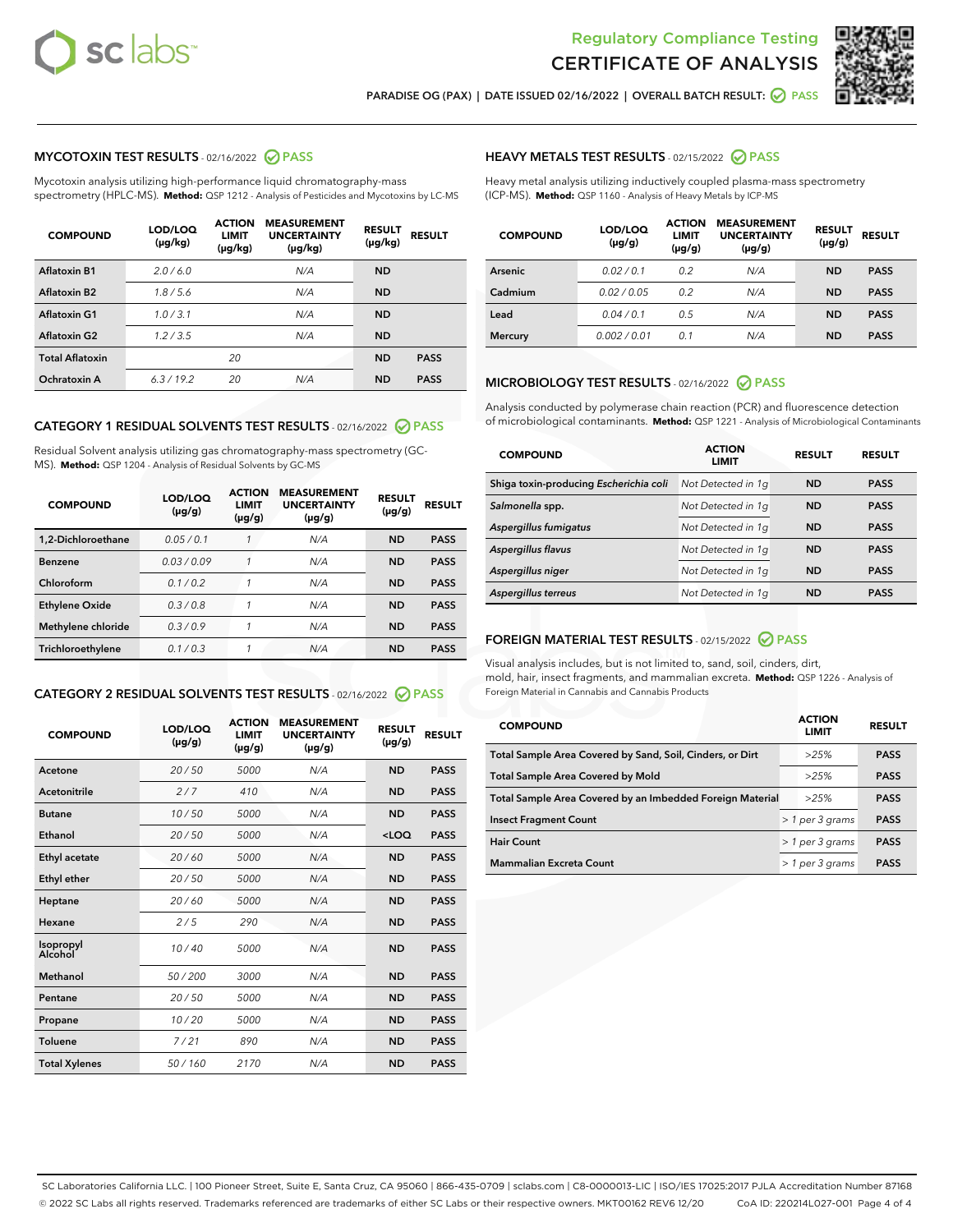Regulatory Compliance Testing

# CERTIFICATE OF ANALYSIS

PARADISE OG (PAX) | DATE ISSUED 02/16/2022 | OVERALL BATCH RESULT: PASS

## MYCOTOXIN TEST RESULTS - 02/16/2022 PASS

Mycotoxin analysis utilizing high-performance liquid chromatography-mass spectrometry (HPLC-MS). **Method:** QSP 1212 - Analysis of Pesticides and Mycotoxins by LC-MS

| COMPOUND | LOD/LOQ (µg/kg) | ACTION LIMIT (µg/kg) | MEASUREMENT UNCERTAINTY (µg/kg) | RESULT (µg/kg) | RESULT |
|---|---|---|---|---|---|
| Aflatoxin B1 | 2.0 / 6.0 | | N/A | ND | |
| Aflatoxin B2 | 1.8 / 5.6 | | N/A | ND | |
| Aflatoxin G1 | 1.0 / 3.1 | | N/A | ND | |
| Aflatoxin G2 | 1.2 / 3.5 | | N/A | ND | |
| Total Aflatoxin | | 20 | | ND | PASS |
| Ochratoxin A | 6.3 / 19.2 | 20 | N/A | ND | PASS |

## CATEGORY 1 RESIDUAL SOLVENTS TEST RESULTS - 02/16/2022 PASS

Residual Solvent analysis utilizing gas chromatography-mass spectrometry (GC-MS). **Method:** QSP 1204 - Analysis of Residual Solvents by GC-MS

| COMPOUND | LOD/LOQ (µg/g) | ACTION LIMIT (µg/g) | MEASUREMENT UNCERTAINTY (µg/g) | RESULT (µg/g) | RESULT |
|---|---|---|---|---|---|
| 1,2-Dichloroethane | 0.05 / 0.1 | 1 | N/A | ND | PASS |
| Benzene | 0.03 / 0.09 | 1 | N/A | ND | PASS |
| Chloroform | 0.1 / 0.2 | 1 | N/A | ND | PASS |
| Ethylene Oxide | 0.3 / 0.8 | 1 | N/A | ND | PASS |
| Methylene chloride | 0.3 / 0.9 | 1 | N/A | ND | PASS |
| Trichloroethylene | 0.1 / 0.3 | 1 | N/A | ND | PASS |

## CATEGORY 2 RESIDUAL SOLVENTS TEST RESULTS - 02/16/2022 PASS

| COMPOUND | LOD/LOQ (µg/g) | ACTION LIMIT (µg/g) | MEASUREMENT UNCERTAINTY (µg/g) | RESULT (µg/g) | RESULT |
|---|---|---|---|---|---|
| Acetone | 20 / 50 | 5000 | N/A | ND | PASS |
| Acetonitrile | 2 / 7 | 410 | N/A | ND | PASS |
| Butane | 10 / 50 | 5000 | N/A | ND | PASS |
| Ethanol | 20 / 50 | 5000 | N/A | <LOQ | PASS |
| Ethyl acetate | 20 / 60 | 5000 | N/A | ND | PASS |
| Ethyl ether | 20 / 50 | 5000 | N/A | ND | PASS |
| Heptane | 20 / 60 | 5000 | N/A | ND | PASS |
| Hexane | 2 / 5 | 290 | N/A | ND | PASS |
| Isopropyl Alcohol | 10 / 40 | 5000 | N/A | ND | PASS |
| Methanol | 50 / 200 | 3000 | N/A | ND | PASS |
| Pentane | 20 / 50 | 5000 | N/A | ND | PASS |
| Propane | 10 / 20 | 5000 | N/A | ND | PASS |
| Toluene | 7 / 21 | 890 | N/A | ND | PASS |
| Total Xylenes | 50 / 160 | 2170 | N/A | ND | PASS |

## HEAVY METALS TEST RESULTS - 02/15/2022 PASS

Heavy metal analysis utilizing inductively coupled plasma-mass spectrometry (ICP-MS). **Method:** QSP 1160 - Analysis of Heavy Metals by ICP-MS

| COMPOUND | LOD/LOQ (µg/g) | ACTION LIMIT (µg/g) | MEASUREMENT UNCERTAINTY (µg/g) | RESULT (µg/g) | RESULT |
|---|---|---|---|---|---|
| Arsenic | 0.02 / 0.1 | 0.2 | N/A | ND | PASS |
| Cadmium | 0.02 / 0.05 | 0.2 | N/A | ND | PASS |
| Lead | 0.04 / 0.1 | 0.5 | N/A | ND | PASS |
| Mercury | 0.002 / 0.01 | 0.1 | N/A | ND | PASS |

## MICROBIOLOGY TEST RESULTS - 02/16/2022 PASS

Analysis conducted by polymerase chain reaction (PCR) and fluorescence detection of microbiological contaminants. **Method:** QSP 1221 - Analysis of Microbiological Contaminants

| COMPOUND | ACTION LIMIT | RESULT | RESULT |
|---|---|---|---|
| Shiga toxin-producing *Escherichia coli* | Not Detected in 1g | ND | PASS |
| *Salmonella* spp. | Not Detected in 1g | ND | PASS |
| *Aspergillus fumigatus* | Not Detected in 1g | ND | PASS |
| *Aspergillus flavus* | Not Detected in 1g | ND | PASS |
| *Aspergillus niger* | Not Detected in 1g | ND | PASS |
| *Aspergillus terreus* | Not Detected in 1g | ND | PASS |

## FOREIGN MATERIAL TEST RESULTS - 02/15/2022 PASS

Visual analysis includes, but is not limited to, sand, soil, cinders, dirt, mold, hair, insect fragments, and mammalian excreta. **Method:** QSP 1226 - Analysis of Foreign Material in Cannabis and Cannabis Products

| COMPOUND | ACTION LIMIT | RESULT |
|---|---|---|
| Total Sample Area Covered by Sand, Soil, Cinders, or Dirt | >25% | PASS |
| Total Sample Area Covered by Mold | >25% | PASS |
| Total Sample Area Covered by an Imbedded Foreign Material | >25% | PASS |
| Insect Fragment Count | > 1 per 3 grams | PASS |
| Hair Count | > 1 per 3 grams | PASS |
| Mammalian Excreta Count | > 1 per 3 grams | PASS |

SC Laboratories California LLC. | 100 Pioneer Street, Suite E, Santa Cruz, CA 95060 | 866-435-0709 | sclabs.com | C8-0000013-LIC | ISO/IES 17025:2017 PJLA Accreditation Number 87168
© 2022 SC Labs all rights reserved. Trademarks referenced are trademarks of either SC Labs or their respective owners. MKT00162 REV6 12/20 CoA ID: 220214L027-001